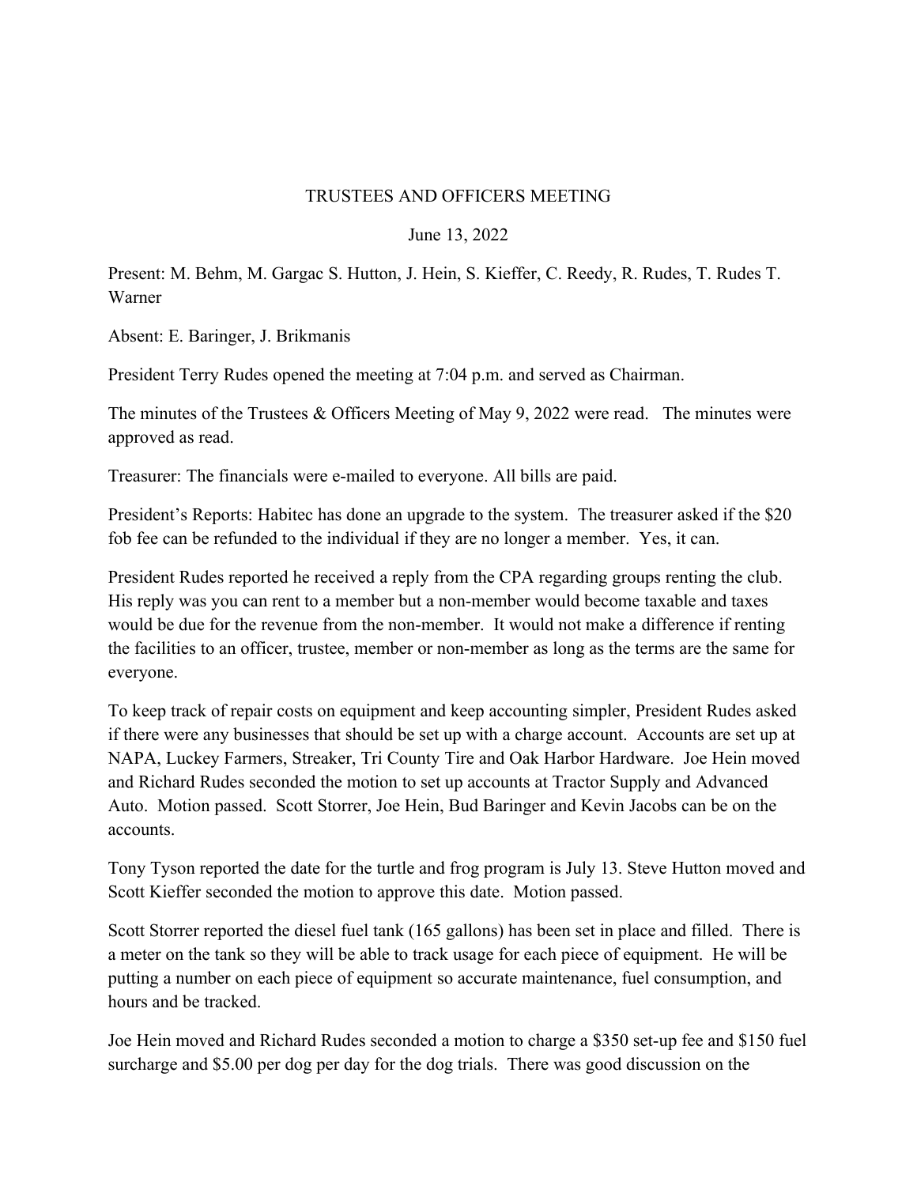TRUSTEES AND OFFICERS MEETING

June 13, 2022

Present: M. Behm, M. Gargac S. Hutton, J. Hein, S. Kieffer, C. Reedy, R. Rudes, T. Rudes T. Warner

Absent: E. Baringer, J. Brikmanis

President Terry Rudes opened the meeting at 7:04 p.m. and served as Chairman.

The minutes of the Trustees & Officers Meeting of May 9, 2022 were read. The minutes were approved as read.

Treasurer: The financials were e-mailed to everyone. All bills are paid.

President's Reports: Habitec has done an upgrade to the system. The treasurer asked if the $20 fob fee can be refunded to the individual if they are no longer a member. Yes, it can.

President Rudes reported he received a reply from the CPA regarding groups renting the club. His reply was you can rent to a member but a non-member would become taxable and taxes would be due for the revenue from the non-member. It would not make a difference if renting the facilities to an officer, trustee, member or non-member as long as the terms are the same for everyone.

To keep track of repair costs on equipment and keep accounting simpler, President Rudes asked if there were any businesses that should be set up with a charge account. Accounts are set up at NAPA, Luckey Farmers, Streaker, Tri County Tire and Oak Harbor Hardware. Joe Hein moved and Richard Rudes seconded the motion to set up accounts at Tractor Supply and Advanced Auto. Motion passed. Scott Storrer, Joe Hein, Bud Baringer and Kevin Jacobs can be on the accounts.

Tony Tyson reported the date for the turtle and frog program is July 13. Steve Hutton moved and Scott Kieffer seconded the motion to approve this date. Motion passed.

Scott Storrer reported the diesel fuel tank (165 gallons) has been set in place and filled. There is a meter on the tank so they will be able to track usage for each piece of equipment. He will be putting a number on each piece of equipment so accurate maintenance, fuel consumption, and hours and be tracked.

Joe Hein moved and Richard Rudes seconded a motion to charge a $350 set-up fee and $150 fuel surcharge and $5.00 per dog per day for the dog trials. There was good discussion on the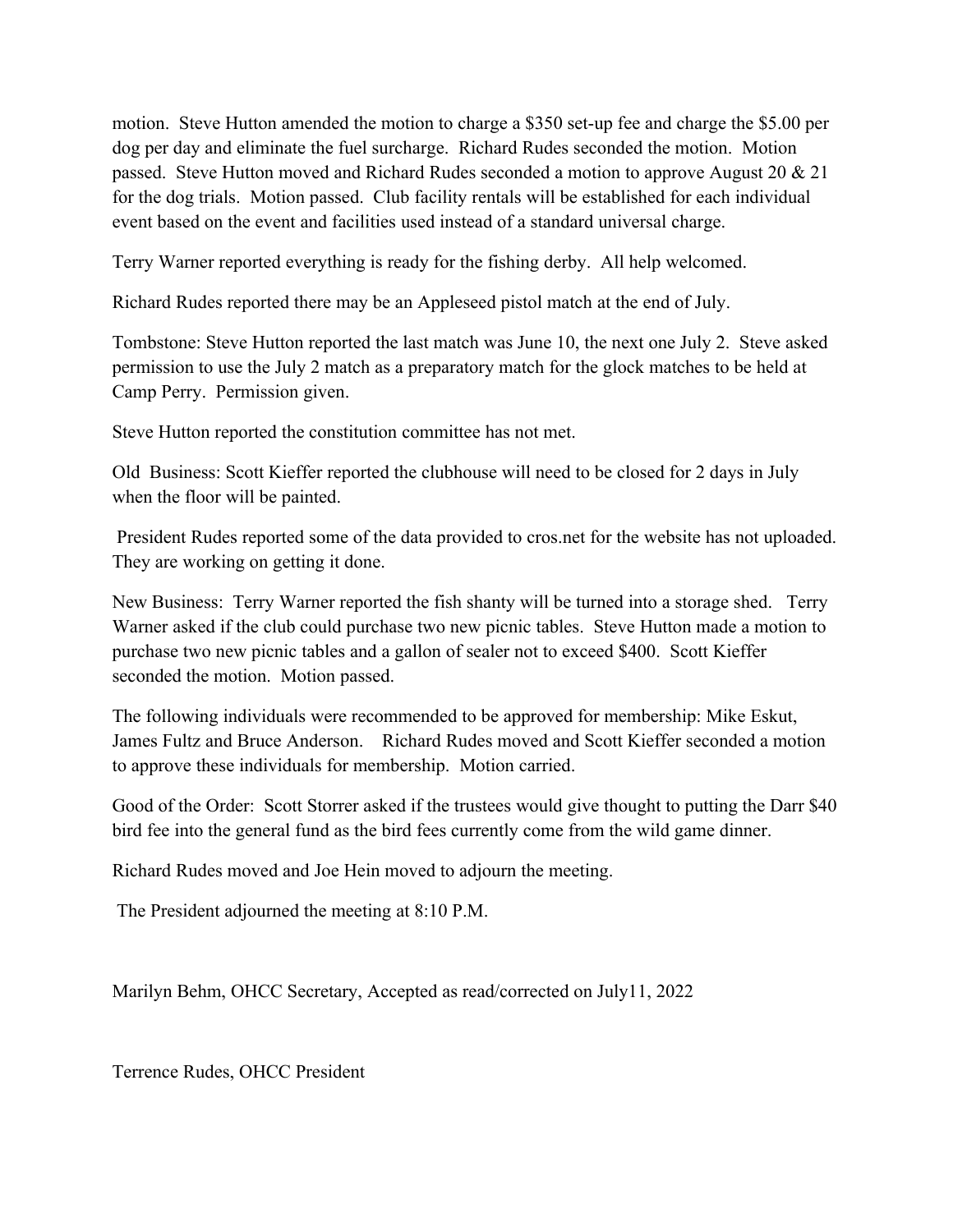motion. Steve Hutton amended the motion to charge a $350 set-up fee and charge the $5.00 per dog per day and eliminate the fuel surcharge. Richard Rudes seconded the motion. Motion passed. Steve Hutton moved and Richard Rudes seconded a motion to approve August 20 & 21 for the dog trials. Motion passed. Club facility rentals will be established for each individual event based on the event and facilities used instead of a standard universal charge.

Terry Warner reported everything is ready for the fishing derby. All help welcomed.

Richard Rudes reported there may be an Appleseed pistol match at the end of July.

Tombstone: Steve Hutton reported the last match was June 10, the next one July 2. Steve asked permission to use the July 2 match as a preparatory match for the glock matches to be held at Camp Perry. Permission given.

Steve Hutton reported the constitution committee has not met.

Old Business: Scott Kieffer reported the clubhouse will need to be closed for 2 days in July when the floor will be painted.

President Rudes reported some of the data provided to cros.net for the website has not uploaded. They are working on getting it done.

New Business: Terry Warner reported the fish shanty will be turned into a storage shed. Terry Warner asked if the club could purchase two new picnic tables. Steve Hutton made a motion to purchase two new picnic tables and a gallon of sealer not to exceed $400. Scott Kieffer seconded the motion. Motion passed.

The following individuals were recommended to be approved for membership: Mike Eskut, James Fultz and Bruce Anderson. Richard Rudes moved and Scott Kieffer seconded a motion to approve these individuals for membership. Motion carried.

Good of the Order: Scott Storrer asked if the trustees would give thought to putting the Darr $40 bird fee into the general fund as the bird fees currently come from the wild game dinner.

Richard Rudes moved and Joe Hein moved to adjourn the meeting.

The President adjourned the meeting at 8:10 P.M.

Marilyn Behm, OHCC Secretary, Accepted as read/corrected on July11, 2022

Terrence Rudes, OHCC President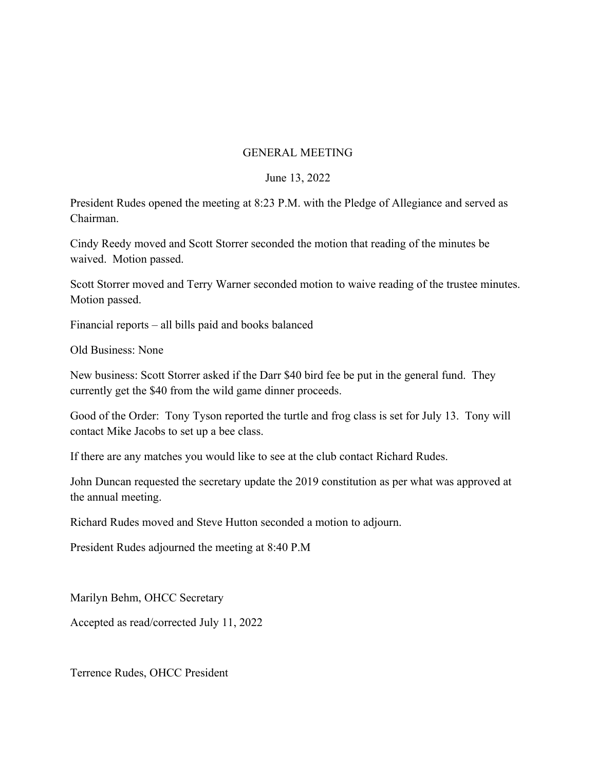# GENERAL MEETING

June 13, 2022

President Rudes opened the meeting at 8:23 P.M. with the Pledge of Allegiance and served as Chairman.

Cindy Reedy moved and Scott Storrer seconded the motion that reading of the minutes be waived. Motion passed.

Scott Storrer moved and Terry Warner seconded motion to waive reading of the trustee minutes. Motion passed.

Financial reports – all bills paid and books balanced

Old Business: None

New business: Scott Storrer asked if the Darr $40 bird fee be put in the general fund. They currently get the $40 from the wild game dinner proceeds.

Good of the Order: Tony Tyson reported the turtle and frog class is set for July 13. Tony will contact Mike Jacobs to set up a bee class.

If there are any matches you would like to see at the club contact Richard Rudes.

John Duncan requested the secretary update the 2019 constitution as per what was approved at the annual meeting.

Richard Rudes moved and Steve Hutton seconded a motion to adjourn.

President Rudes adjourned the meeting at 8:40 P.M

Marilyn Behm, OHCC Secretary

Accepted as read/corrected July 11, 2022

Terrence Rudes, OHCC President